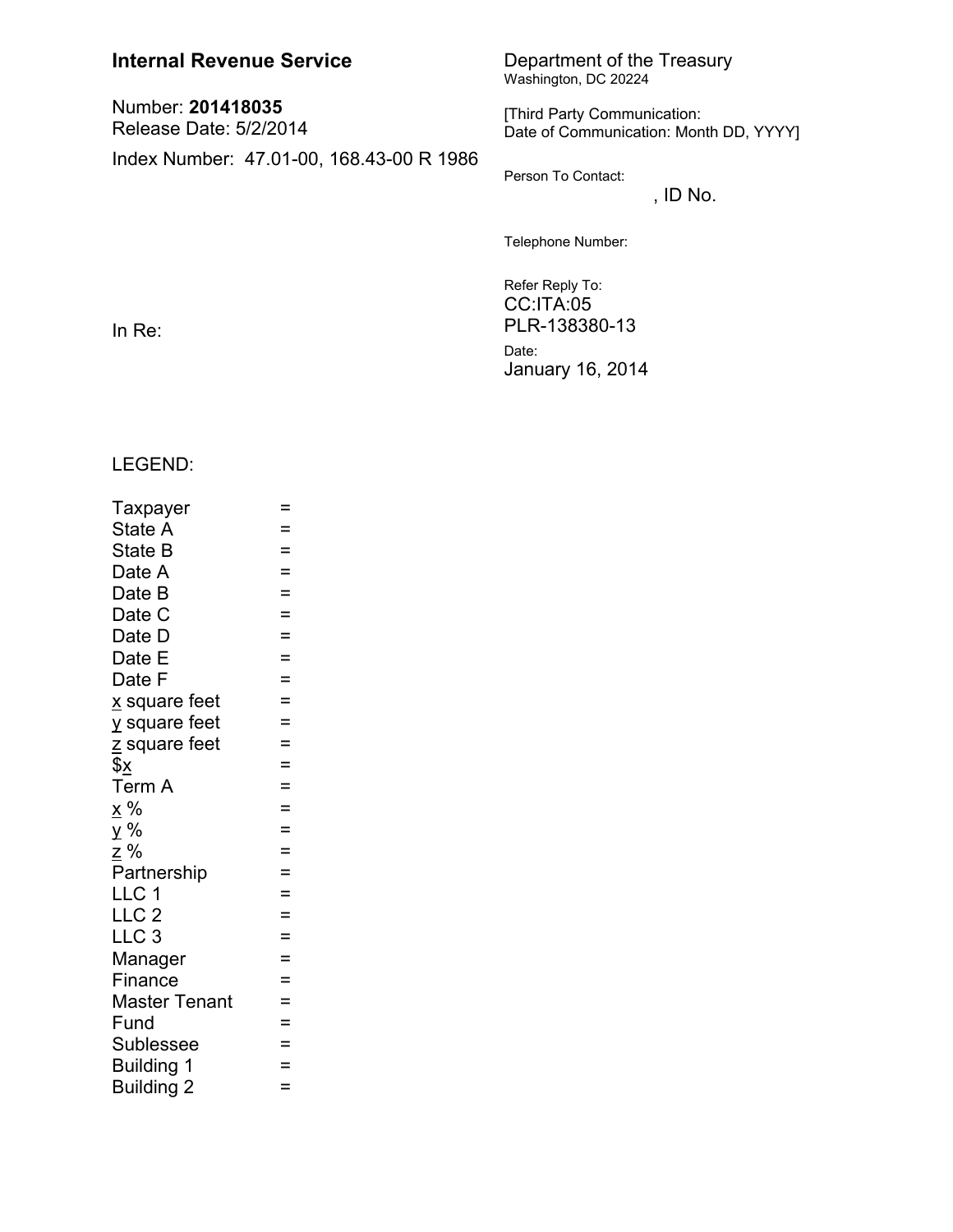**Internal Revenue Service**

Number: **201418035**
Release Date: 5/2/2014

Index Number: 47.01-00, 168.43-00 R 1986

Department of the Treasury
Washington, DC 20224

[Third Party Communication:
Date of Communication: Month DD, YYYY]

Person To Contact:
, ID No.

Telephone Number:

Refer Reply To:
CC:ITA:05
PLR-138380-13

Date:
January 16, 2014

In Re:

LEGEND:

Taypayer =
State A =
State B =
Date A =
Date B =
Date C =
Date D =
Date E =
Date F =
x square feet =
y square feet =
z square feet =
$x =
Term A =
x % =
y % =
z % =
Partnership =
LLC 1 =
LLC 2 =
LLC 3 =
Manager =
Finance =
Master Tenant =
Fund =
Sublessee =
Building 1 =
Building 2 =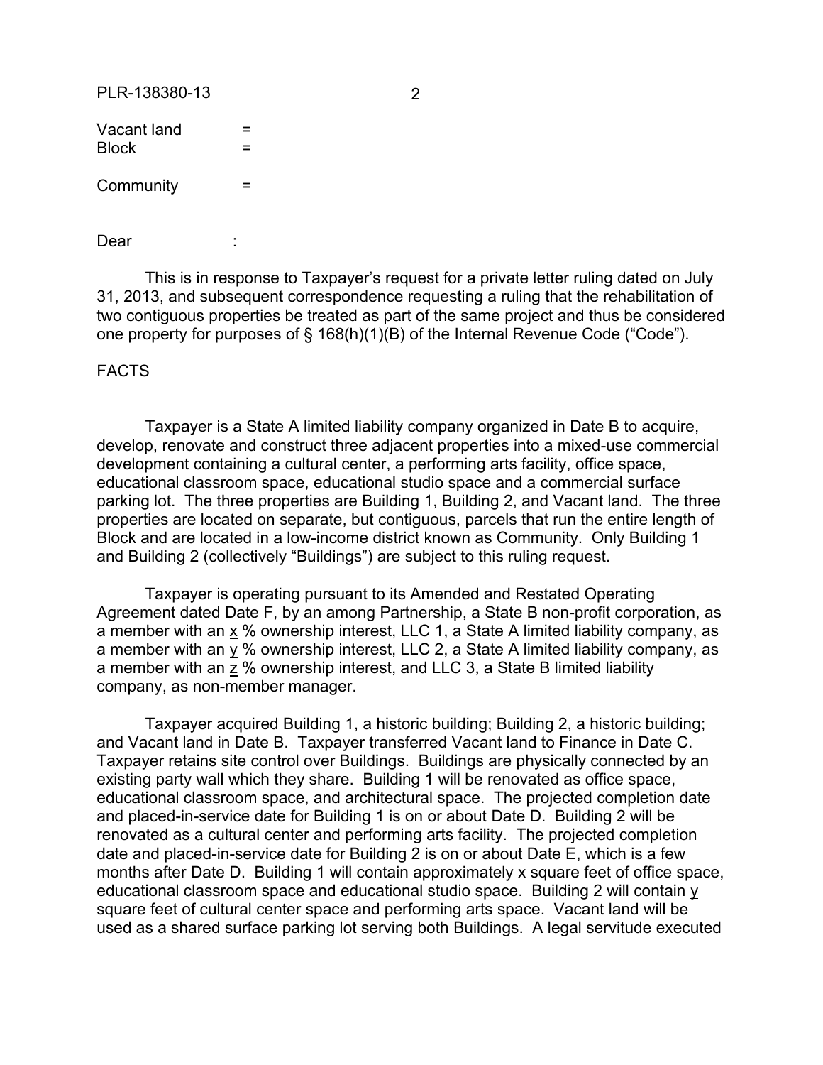Vacant land =
Block =

Community =

Dear :

This is in response to Taxpayer's request for a private letter ruling dated on July 31, 2013, and subsequent correspondence requesting a ruling that the rehabilitation of two contiguous properties be treated as part of the same project and thus be considered one property for purposes of § 168(h)(1)(B) of the Internal Revenue Code ("Code").

FACTS

Taxpayer is a State A limited liability company organized in Date B to acquire, develop, renovate and construct three adjacent properties into a mixed-use commercial development containing a cultural center, a performing arts facility, office space, educational classroom space, educational studio space and a commercial surface parking lot. The three properties are Building 1, Building 2, and Vacant land. The three properties are located on separate, but contiguous, parcels that run the entire length of Block and are located in a low-income district known as Community. Only Building 1 and Building 2 (collectively "Buildings") are subject to this ruling request.

Taxpayer is operating pursuant to its Amended and Restated Operating Agreement dated Date F, by an among Partnership, a State B non-profit corporation, as a member with an x % ownership interest, LLC 1, a State A limited liability company, as a member with an y % ownership interest, LLC 2, a State A limited liability company, as a member with an z % ownership interest, and LLC 3, a State B limited liability company, as non-member manager.

Taxpayer acquired Building 1, a historic building; Building 2, a historic building; and Vacant land in Date B. Taxpayer transferred Vacant land to Finance in Date C. Taxpayer retains site control over Buildings. Buildings are physically connected by an existing party wall which they share. Building 1 will be renovated as office space, educational classroom space, and architectural space. The projected completion date and placed-in-service date for Building 1 is on or about Date D. Building 2 will be renovated as a cultural center and performing arts facility. The projected completion date and placed-in-service date for Building 2 is on or about Date E, which is a few months after Date D. Building 1 will contain approximately x square feet of office space, educational classroom space and educational studio space. Building 2 will contain y square feet of cultural center space and performing arts space. Vacant land will be used as a shared surface parking lot serving both Buildings. A legal servitude executed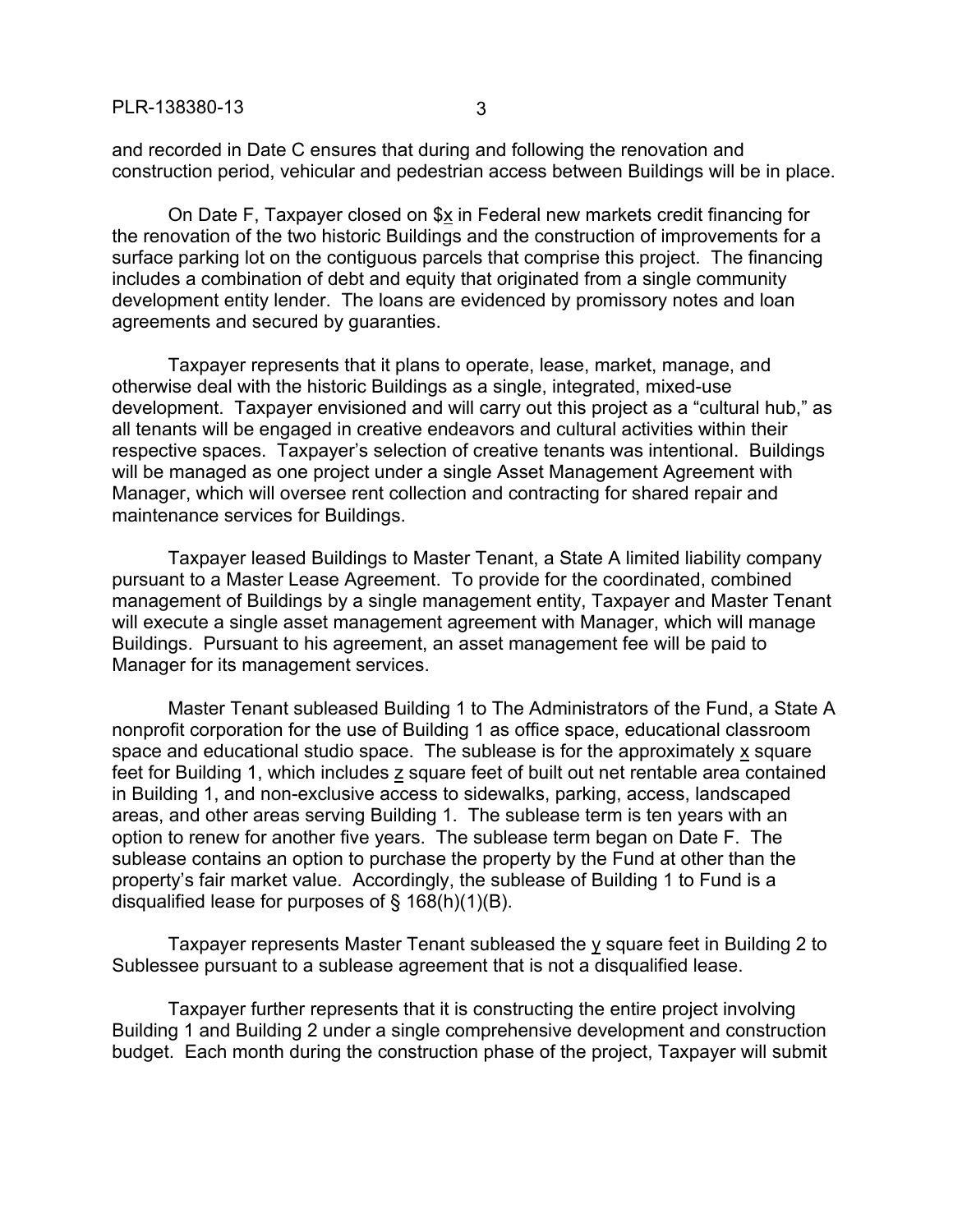and recorded in Date C ensures that during and following the renovation and construction period, vehicular and pedestrian access between Buildings will be in place.

On Date F, Taxpayer closed on $x in Federal new markets credit financing for the renovation of the two historic Buildings and the construction of improvements for a surface parking lot on the contiguous parcels that comprise this project. The financing includes a combination of debt and equity that originated from a single community development entity lender. The loans are evidenced by promissory notes and loan agreements and secured by guaranties.

Taxpayer represents that it plans to operate, lease, market, manage, and otherwise deal with the historic Buildings as a single, integrated, mixed-use development. Taxpayer envisioned and will carry out this project as a "cultural hub," as all tenants will be engaged in creative endeavors and cultural activities within their respective spaces. Taxpayer's selection of creative tenants was intentional. Buildings will be managed as one project under a single Asset Management Agreement with Manager, which will oversee rent collection and contracting for shared repair and maintenance services for Buildings.

Taxpayer leased Buildings to Master Tenant, a State A limited liability company pursuant to a Master Lease Agreement. To provide for the coordinated, combined management of Buildings by a single management entity, Taxpayer and Master Tenant will execute a single asset management agreement with Manager, which will manage Buildings. Pursuant to his agreement, an asset management fee will be paid to Manager for its management services.

Master Tenant subleased Building 1 to The Administrators of the Fund, a State A nonprofit corporation for the use of Building 1 as office space, educational classroom space and educational studio space. The sublease is for the approximately x square feet for Building 1, which includes z square feet of built out net rentable area contained in Building 1, and non-exclusive access to sidewalks, parking, access, landscaped areas, and other areas serving Building 1. The sublease term is ten years with an option to renew for another five years. The sublease term began on Date F. The sublease contains an option to purchase the property by the Fund at other than the property's fair market value. Accordingly, the sublease of Building 1 to Fund is a disqualified lease for purposes of § 168(h)(1)(B).

Taxpayer represents Master Tenant subleased the y square feet in Building 2 to Sublessee pursuant to a sublease agreement that is not a disqualified lease.

Taxpayer further represents that it is constructing the entire project involving Building 1 and Building 2 under a single comprehensive development and construction budget. Each month during the construction phase of the project, Taxpayer will submit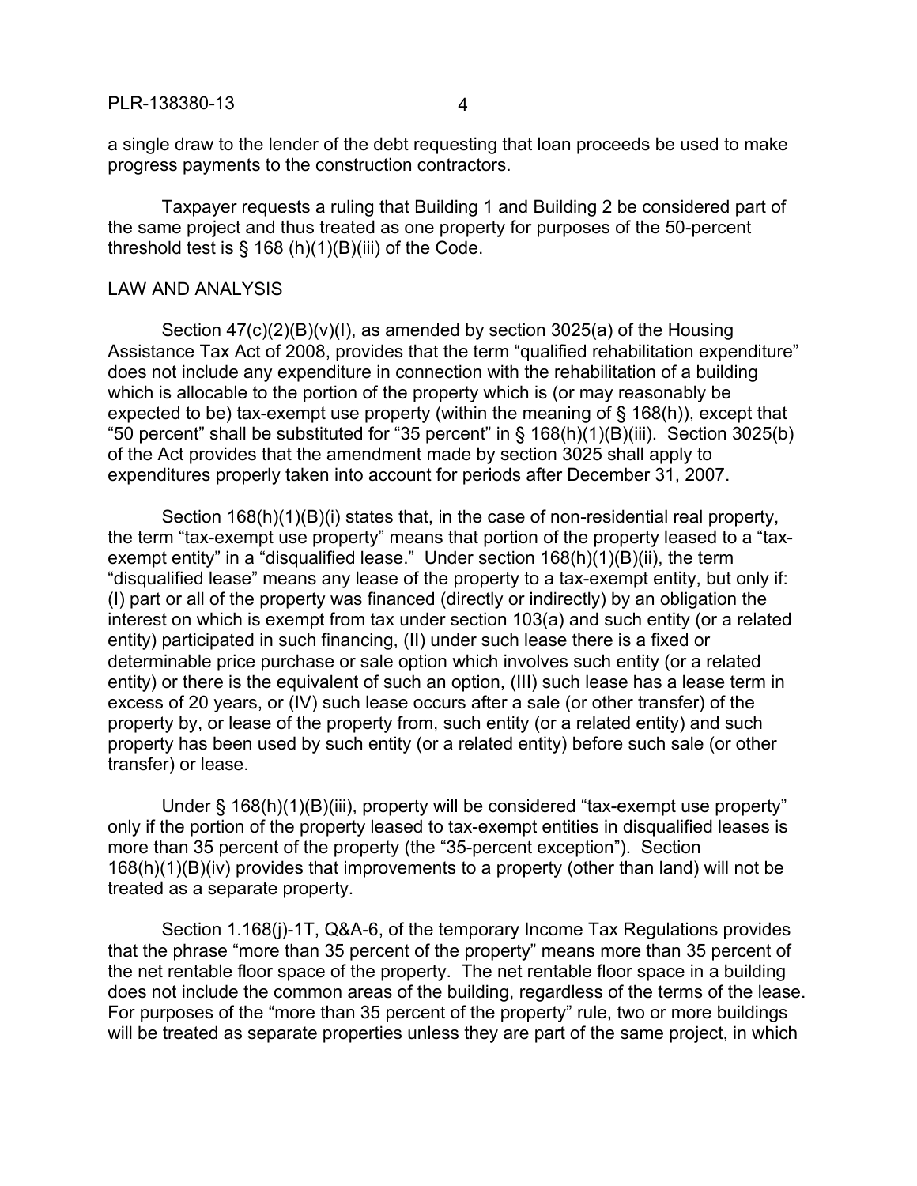a single draw to the lender of the debt requesting that loan proceeds be used to make progress payments to the construction contractors.

Taxpayer requests a ruling that Building 1 and Building 2 be considered part of the same project and thus treated as one property for purposes of the 50-percent threshold test is § 168 (h)(1)(B)(iii) of the Code.

LAW AND ANALYSIS

Section 47(c)(2)(B)(v)(I), as amended by section 3025(a) of the Housing Assistance Tax Act of 2008, provides that the term "qualified rehabilitation expenditure" does not include any expenditure in connection with the rehabilitation of a building which is allocable to the portion of the property which is (or may reasonably be expected to be) tax-exempt use property (within the meaning of § 168(h)), except that "50 percent" shall be substituted for "35 percent" in § 168(h)(1)(B)(iii). Section 3025(b) of the Act provides that the amendment made by section 3025 shall apply to expenditures properly taken into account for periods after December 31, 2007.

Section 168(h)(1)(B)(i) states that, in the case of non-residential real property, the term "tax-exempt use property" means that portion of the property leased to a "tax-exempt entity" in a "disqualified lease." Under section 168(h)(1)(B)(ii), the term "disqualified lease" means any lease of the property to a tax-exempt entity, but only if: (I) part or all of the property was financed (directly or indirectly) by an obligation the interest on which is exempt from tax under section 103(a) and such entity (or a related entity) participated in such financing, (II) under such lease there is a fixed or determinable price purchase or sale option which involves such entity (or a related entity) or there is the equivalent of such an option, (III) such lease has a lease term in excess of 20 years, or (IV) such lease occurs after a sale (or other transfer) of the property by, or lease of the property from, such entity (or a related entity) and such property has been used by such entity (or a related entity) before such sale (or other transfer) or lease.

Under § 168(h)(1)(B)(iii), property will be considered "tax-exempt use property" only if the portion of the property leased to tax-exempt entities in disqualified leases is more than 35 percent of the property (the "35-percent exception"). Section 168(h)(1)(B)(iv) provides that improvements to a property (other than land) will not be treated as a separate property.

Section 1.168(j)-1T, Q&A-6, of the temporary Income Tax Regulations provides that the phrase "more than 35 percent of the property" means more than 35 percent of the net rentable floor space of the property. The net rentable floor space in a building does not include the common areas of the building, regardless of the terms of the lease. For purposes of the "more than 35 percent of the property" rule, two or more buildings will be treated as separate properties unless they are part of the same project, in which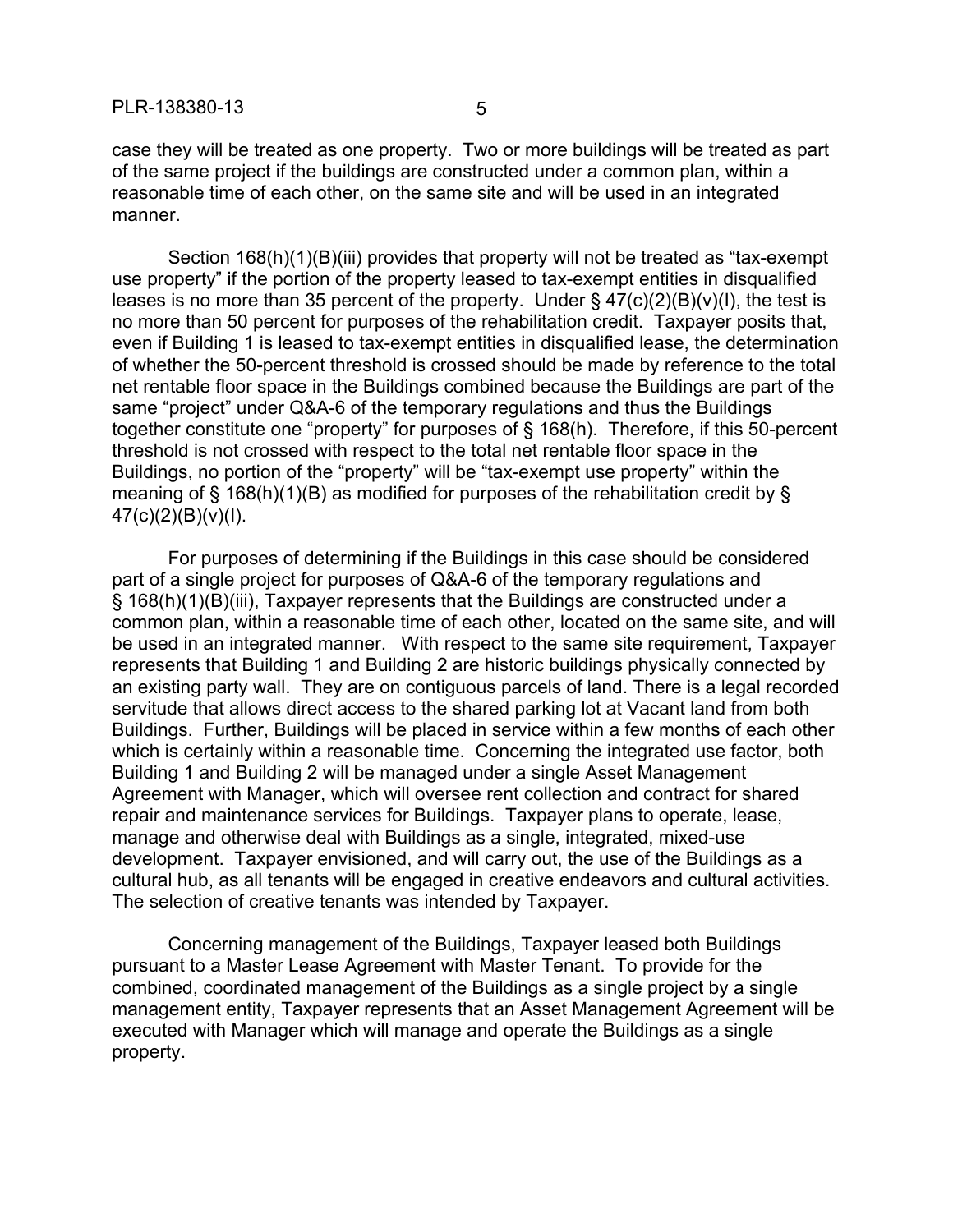case they will be treated as one property. Two or more buildings will be treated as part of the same project if the buildings are constructed under a common plan, within a reasonable time of each other, on the same site and will be used in an integrated manner.

Section 168(h)(1)(B)(iii) provides that property will not be treated as "tax-exempt use property" if the portion of the property leased to tax-exempt entities in disqualified leases is no more than 35 percent of the property. Under § 47(c)(2)(B)(v)(I), the test is no more than 50 percent for purposes of the rehabilitation credit. Taxpayer posits that, even if Building 1 is leased to tax-exempt entities in disqualified lease, the determination of whether the 50-percent threshold is crossed should be made by reference to the total net rentable floor space in the Buildings combined because the Buildings are part of the same "project" under Q&A-6 of the temporary regulations and thus the Buildings together constitute one "property" for purposes of § 168(h). Therefore, if this 50-percent threshold is not crossed with respect to the total net rentable floor space in the Buildings, no portion of the "property" will be "tax-exempt use property" within the meaning of § 168(h)(1)(B) as modified for purposes of the rehabilitation credit by § 47(c)(2)(B)(v)(I).

For purposes of determining if the Buildings in this case should be considered part of a single project for purposes of Q&A-6 of the temporary regulations and § 168(h)(1)(B)(iii), Taxpayer represents that the Buildings are constructed under a common plan, within a reasonable time of each other, located on the same site, and will be used in an integrated manner. With respect to the same site requirement, Taxpayer represents that Building 1 and Building 2 are historic buildings physically connected by an existing party wall. They are on contiguous parcels of land. There is a legal recorded servitude that allows direct access to the shared parking lot at Vacant land from both Buildings. Further, Buildings will be placed in service within a few months of each other which is certainly within a reasonable time. Concerning the integrated use factor, both Building 1 and Building 2 will be managed under a single Asset Management Agreement with Manager, which will oversee rent collection and contract for shared repair and maintenance services for Buildings. Taxpayer plans to operate, lease, manage and otherwise deal with Buildings as a single, integrated, mixed-use development. Taxpayer envisioned, and will carry out, the use of the Buildings as a cultural hub, as all tenants will be engaged in creative endeavors and cultural activities. The selection of creative tenants was intended by Taxpayer.

Concerning management of the Buildings, Taxpayer leased both Buildings pursuant to a Master Lease Agreement with Master Tenant. To provide for the combined, coordinated management of the Buildings as a single project by a single management entity, Taxpayer represents that an Asset Management Agreement will be executed with Manager which will manage and operate the Buildings as a single property.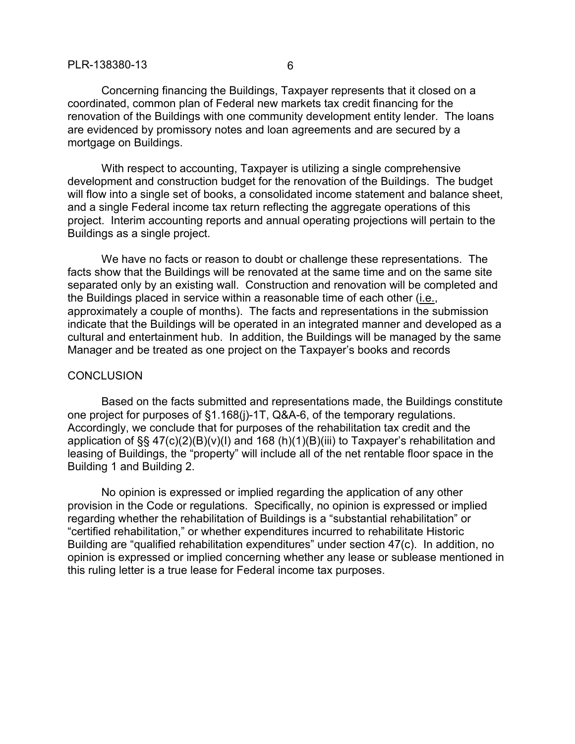Concerning financing the Buildings, Taxpayer represents that it closed on a coordinated, common plan of Federal new markets tax credit financing for the renovation of the Buildings with one community development entity lender. The loans are evidenced by promissory notes and loan agreements and are secured by a mortgage on Buildings.

With respect to accounting, Taxpayer is utilizing a single comprehensive development and construction budget for the renovation of the Buildings. The budget will flow into a single set of books, a consolidated income statement and balance sheet, and a single Federal income tax return reflecting the aggregate operations of this project. Interim accounting reports and annual operating projections will pertain to the Buildings as a single project.

We have no facts or reason to doubt or challenge these representations. The facts show that the Buildings will be renovated at the same time and on the same site separated only by an existing wall. Construction and renovation will be completed and the Buildings placed in service within a reasonable time of each other (i.e., approximately a couple of months). The facts and representations in the submission indicate that the Buildings will be operated in an integrated manner and developed as a cultural and entertainment hub. In addition, the Buildings will be managed by the same Manager and be treated as one project on the Taxpayer's books and records

## CONCLUSION

Based on the facts submitted and representations made, the Buildings constitute one project for purposes of §1.168(j)-1T, Q&A-6, of the temporary regulations. Accordingly, we conclude that for purposes of the rehabilitation tax credit and the application of §§ 47(c)(2)(B)(v)(I) and 168 (h)(1)(B)(iii) to Taxpayer's rehabilitation and leasing of Buildings, the "property" will include all of the net rentable floor space in the Building 1 and Building 2.

No opinion is expressed or implied regarding the application of any other provision in the Code or regulations. Specifically, no opinion is expressed or implied regarding whether the rehabilitation of Buildings is a "substantial rehabilitation" or "certified rehabilitation," or whether expenditures incurred to rehabilitate Historic Building are "qualified rehabilitation expenditures" under section 47(c). In addition, no opinion is expressed or implied concerning whether any lease or sublease mentioned in this ruling letter is a true lease for Federal income tax purposes.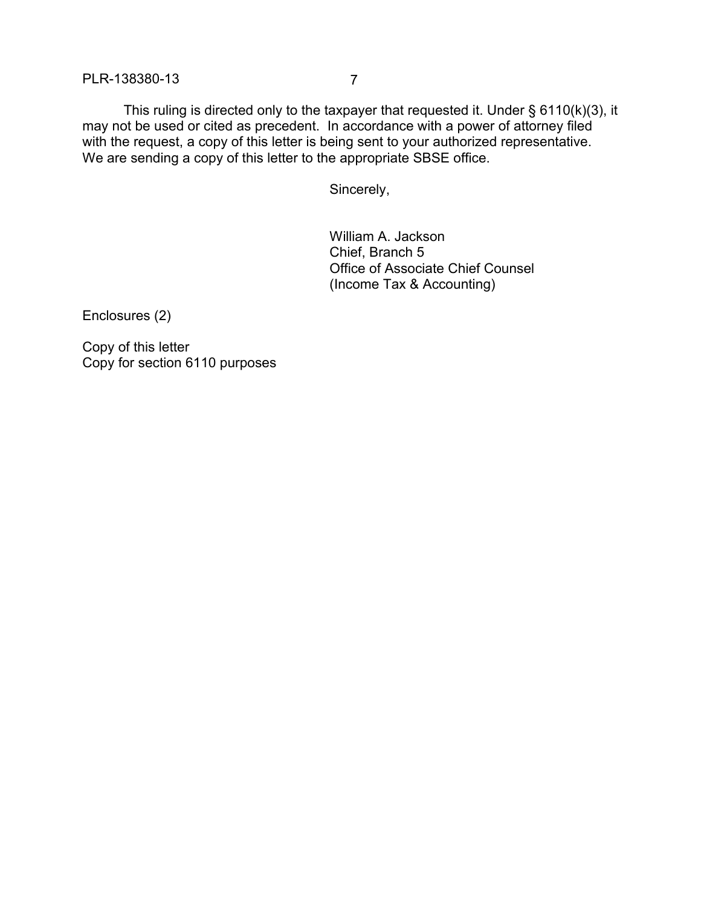This ruling is directed only to the taxpayer that requested it. Under § 6110(k)(3), it may not be used or cited as precedent. In accordance with a power of attorney filed with the request, a copy of this letter is being sent to your authorized representative. We are sending a copy of this letter to the appropriate SBSE office.

Sincerely,

William A. Jackson
Chief, Branch 5
Office of Associate Chief Counsel
(Income Tax & Accounting)

Enclosures (2)

Copy of this letter
Copy for section 6110 purposes